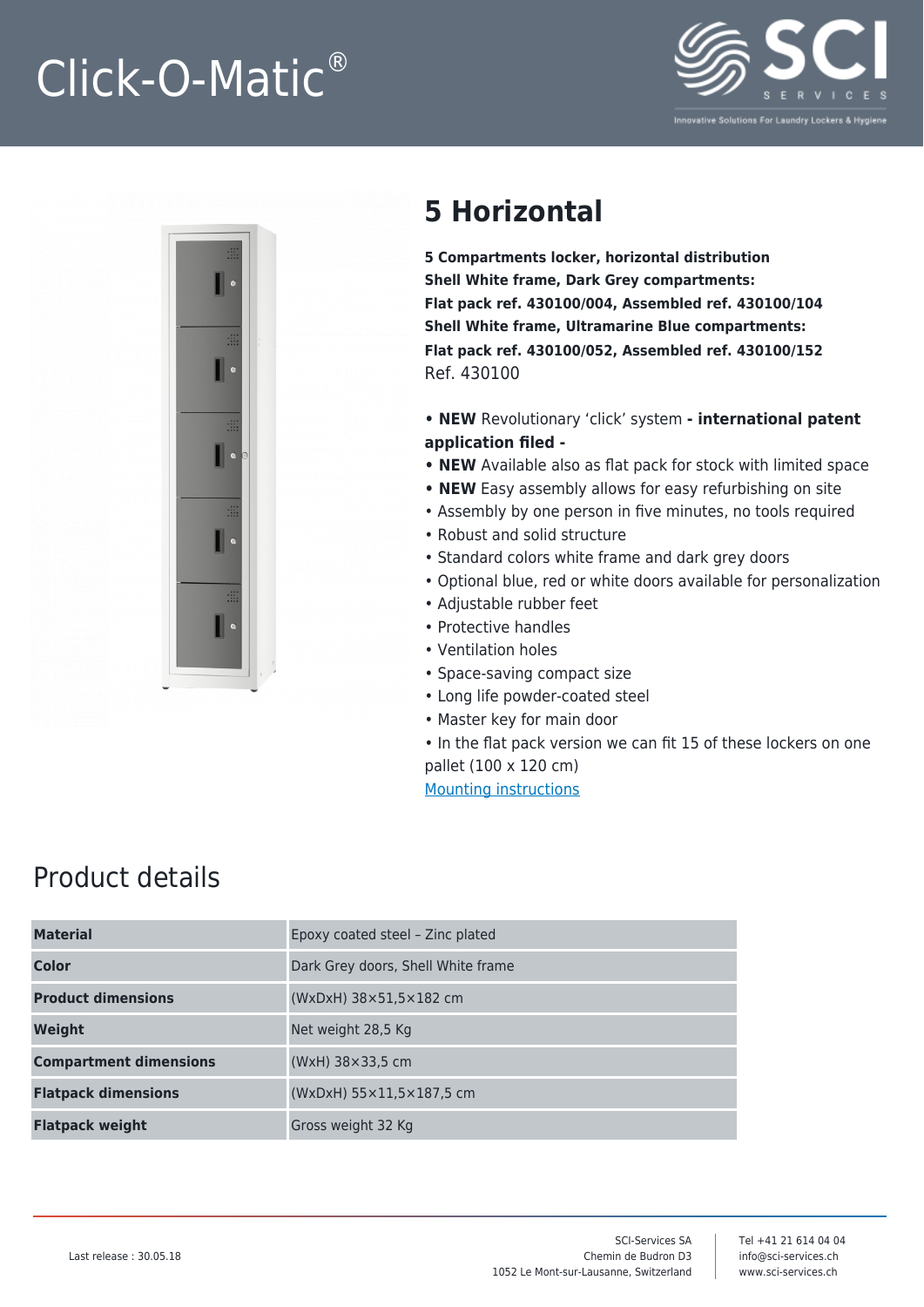# Click-O-Matic®

SCI SERVICES

Innovative Solutions For Laundry Lockers & Hygiene

## 5 Horizontal

**5 Compartments locker, horizontal distribution**
**Shell White frame, Dark Grey compartments:**
**Flat pack ref. 430100/004, Assembled ref. 430100/104**
**Shell White frame, Ultramarine Blue compartments:**
**Flat pack ref. 430100/052, Assembled ref. 430100/152**
Ref. 430100

- **NEW** Revolutionary 'click' system **- international patent application filed -**
- **NEW** Available also as flat pack for stock with limited space
- **NEW** Easy assembly allows for easy refurbishing on site
- Assembly by one person in five minutes, no tools required
- Robust and solid structure
- Standard colors white frame and dark grey doors
- Optional blue, red or white doors available for personalization
- Adjustable rubber feet
- Protective handles
- Ventilation holes
- Space-saving compact size
- Long life powder-coated steel
- Master key for main door
- In the flat pack version we can fit 15 of these lockers on one pallet (100 x 120 cm)

Mounting instructions

## Product details

| | |
|---|---|
| **Material** | Epoxy coated steel – Zinc plated |
| **Color** | Dark Grey doors, Shell White frame |
| **Product dimensions** | (WxDxH) 38×51,5×182 cm |
| **Weight** | Net weight 28,5 Kg |
| **Compartment dimensions** | (WxH) 38×33,5 cm |
| **Flatpack dimensions** | (WxDxH) 55×11,5×187,5 cm |
| **Flatpack weight** | Gross weight 32 Kg |

Last release : 30.05.18

SCI-Services SA
Chemin de Budron D3
1052 Le Mont-sur-Lausanne, Switzerland

Tel +41 21 614 04 04
info@sci-services.ch
www.sci-services.ch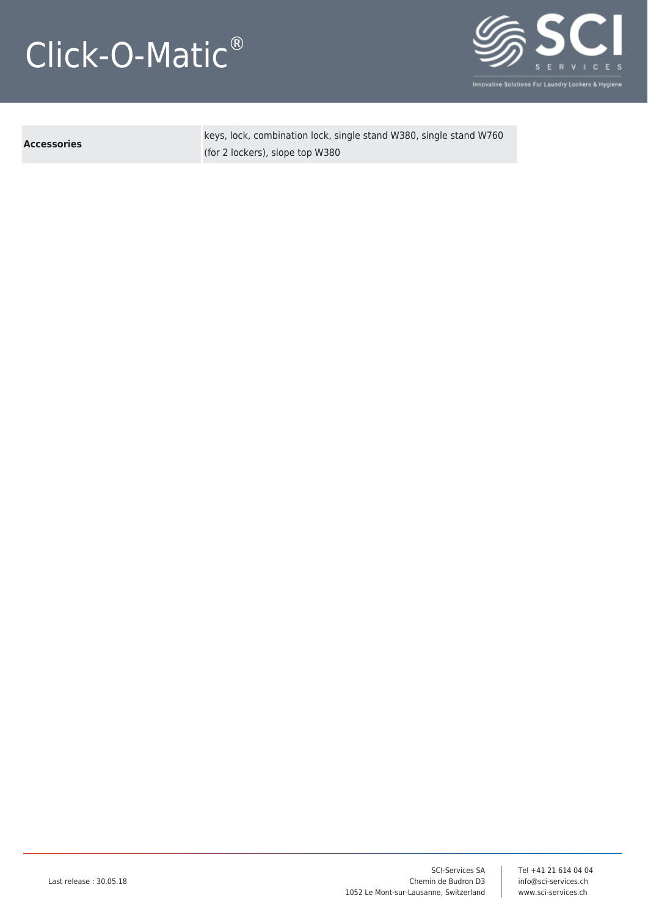| | |
|---|---|
| **Accessories** | keys, lock, combination lock, single stand W380, single stand W760 (for 2 lockers), slope top W380 |